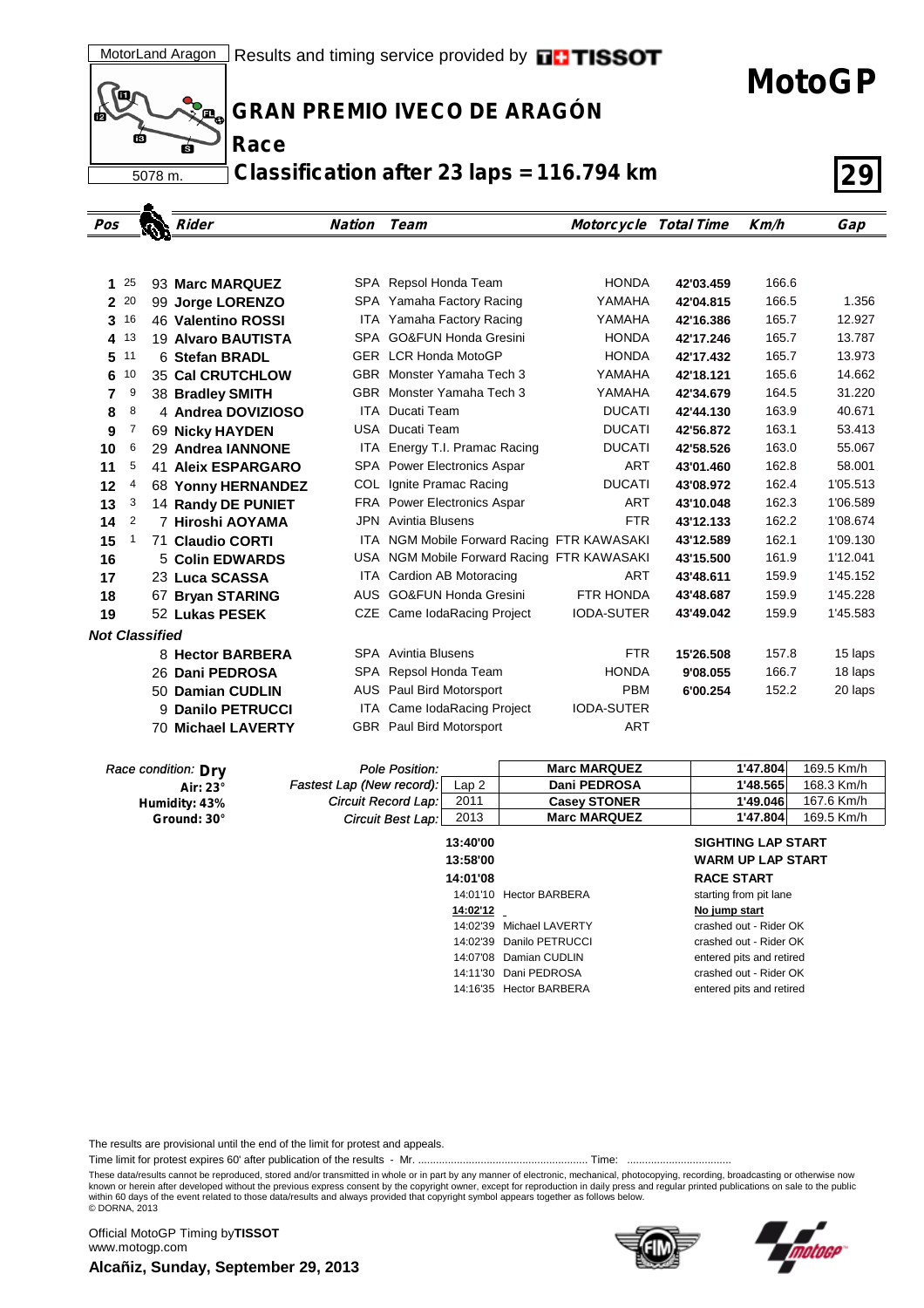MotorLand Aragon | Results and timing service provided by TISSOT

5078 m.

# MotoGP

## GRAN PREMIO IVECO DE ARAGÓN

## Race

## Classification after 23 laps = 116.794 km

| Pos | Points | Rider | Nation | Team | Motorcycle | Total Time | Km/h | Gap |
|---|---|---|---|---|---|---|---|---|
| 1 | 25 | 93 **Marc MARQUEZ** | SPA | Repsol Honda Team | HONDA | **42'03.459** | 166.6 | |
| 2 | 20 | 99 **Jorge LORENZO** | SPA | Yamaha Factory Racing | YAMAHA | **42'04.815** | 166.5 | 1.356 |
| 3 | 16 | 46 **Valentino ROSSI** | ITA | Yamaha Factory Racing | YAMAHA | **42'16.386** | 165.7 | 12.927 |
| 4 | 13 | 19 **Alvaro BAUTISTA** | SPA | GO&FUN Honda Gresini | HONDA | **42'17.246** | 165.7 | 13.787 |
| 5 | 11 | 6 **Stefan BRADL** | GER | LCR Honda MotoGP | HONDA | **42'17.432** | 165.7 | 13.973 |
| 6 | 10 | 35 **Cal CRUTCHLOW** | GBR | Monster Yamaha Tech 3 | YAMAHA | **42'18.121** | 165.6 | 14.662 |
| 7 | 9 | 38 **Bradley SMITH** | GBR | Monster Yamaha Tech 3 | YAMAHA | **42'34.679** | 164.5 | 31.220 |
| 8 | 8 | 4 **Andrea DOVIZIOSO** | ITA | Ducati Team | DUCATI | **42'44.130** | 163.9 | 40.671 |
| 9 | 7 | 69 **Nicky HAYDEN** | USA | Ducati Team | DUCATI | **42'56.872** | 163.1 | 53.413 |
| 10 | 6 | 29 **Andrea IANNONE** | ITA | Energy T.I. Pramac Racing | DUCATI | **42'58.526** | 163.0 | 55.067 |
| 11 | 5 | 41 **Aleix ESPARGARO** | SPA | Power Electronics Aspar | ART | **43'01.460** | 162.8 | 58.001 |
| 12 | 4 | 68 **Yonny HERNANDEZ** | COL | Ignite Pramac Racing | DUCATI | **43'08.972** | 162.4 | 1'05.513 |
| 13 | 3 | 14 **Randy DE PUNIET** | FRA | Power Electronics Aspar | ART | **43'10.048** | 162.3 | 1'06.589 |
| 14 | 2 | 7 **Hiroshi AOYAMA** | JPN | Avintia Blusens | FTR | **43'12.133** | 162.2 | 1'08.674 |
| 15 | 1 | 71 **Claudio CORTI** | ITA | NGM Mobile Forward Racing | FTR KAWASAKI | **43'12.589** | 162.1 | 1'09.130 |
| 16 | | 5 **Colin EDWARDS** | USA | NGM Mobile Forward Racing | FTR KAWASAKI | **43'15.500** | 161.9 | 1'12.041 |
| 17 | | 23 **Luca SCASSA** | ITA | Cardion AB Motoracing | ART | **43'48.611** | 159.9 | 1'45.152 |
| 18 | | 67 **Bryan STARING** | AUS | GO&FUN Honda Gresini | FTR HONDA | **43'48.687** | 159.9 | 1'45.228 |
| 19 | | 52 **Lukas PESEK** | CZE | Came IodaRacing Project | IODA-SUTER | **43'49.042** | 159.9 | 1'45.583 |

***Not Classified***

| Rider | Nation | Team | Motorcycle | Total Time | Km/h | Gap |
|---|---|---|---|---|---|---|
| 8 **Hector BARBERA** | SPA | Avintia Blusens | FTR | **15'26.508** | 157.8 | 15 laps |
| 26 **Dani PEDROSA** | SPA | Repsol Honda Team | HONDA | **9'08.055** | 166.7 | 18 laps |
| 50 **Damian CUDLIN** | AUS | Paul Bird Motorsport | PBM | **6'00.254** | 152.2 | 20 laps |
| 9 **Danilo PETRUCCI** | ITA | Came IodaRacing Project | IODA-SUTER | | | |
| 70 **Michael LAVERTY** | GBR | Paul Bird Motorsport | ART | | | |

*Race condition:* **Dry**
**Air: 23°**
**Humidity: 43%**
**Ground: 30°**

| | | Rider | Time | Speed |
|---|---|---|---|---|
| *Pole Position:* | | **Marc MARQUEZ** | **1'47.804** | 169.5 Km/h |
| *Fastest Lap (New record):* | Lap 2 | **Dani PEDROSA** | **1'48.565** | 168.3 Km/h |
| *Circuit Record Lap:* | 2011 | **Casey STONER** | **1'49.046** | 167.6 Km/h |
| *Circuit Best Lap:* | 2013 | **Marc MARQUEZ** | **1'47.804** | 169.5 Km/h |

| Time | Rider | Event |
|---|---|---|
| **13:40'00** | | **SIGHTING LAP START** |
| **13:58'00** | | **WARM UP LAP START** |
| **14:01'08** | | **RACE START** |
| 14:01'10 | Hector BARBERA | starting from pit lane |
| **14:02'12** | | **No jump start** |
| 14:02'39 | Michael LAVERTY | crashed out - Rider OK |
| 14:02'39 | Danilo PETRUCCI | crashed out - Rider OK |
| 14:07'08 | Damian CUDLIN | entered pits and retired |
| 14:11'30 | Dani PEDROSA | crashed out - Rider OK |
| 14:16'35 | Hector BARBERA | entered pits and retired |

The results are provisional until the end of the limit for protest and appeals.

Time limit for protest expires 60' after publication of the results - Mr. ........................................................ Time: ..................................

These data/results cannot be reproduced, stored and/or transmitted in whole or in part by any manner of electronic, mechanical, photocopying, recording, broadcasting or otherwise now known or herein after developed without the previous express consent by the copyright owner, except for reproduction in daily press and regular printed publications on sale to the public within 60 days of the event related to those data/results and always provided that copyright symbol appears together as follows below.
© DORNA, 2013

Official MotoGP Timing by **TISSOT**
www.motogp.com

**Alcañiz, Sunday, September 29, 2013**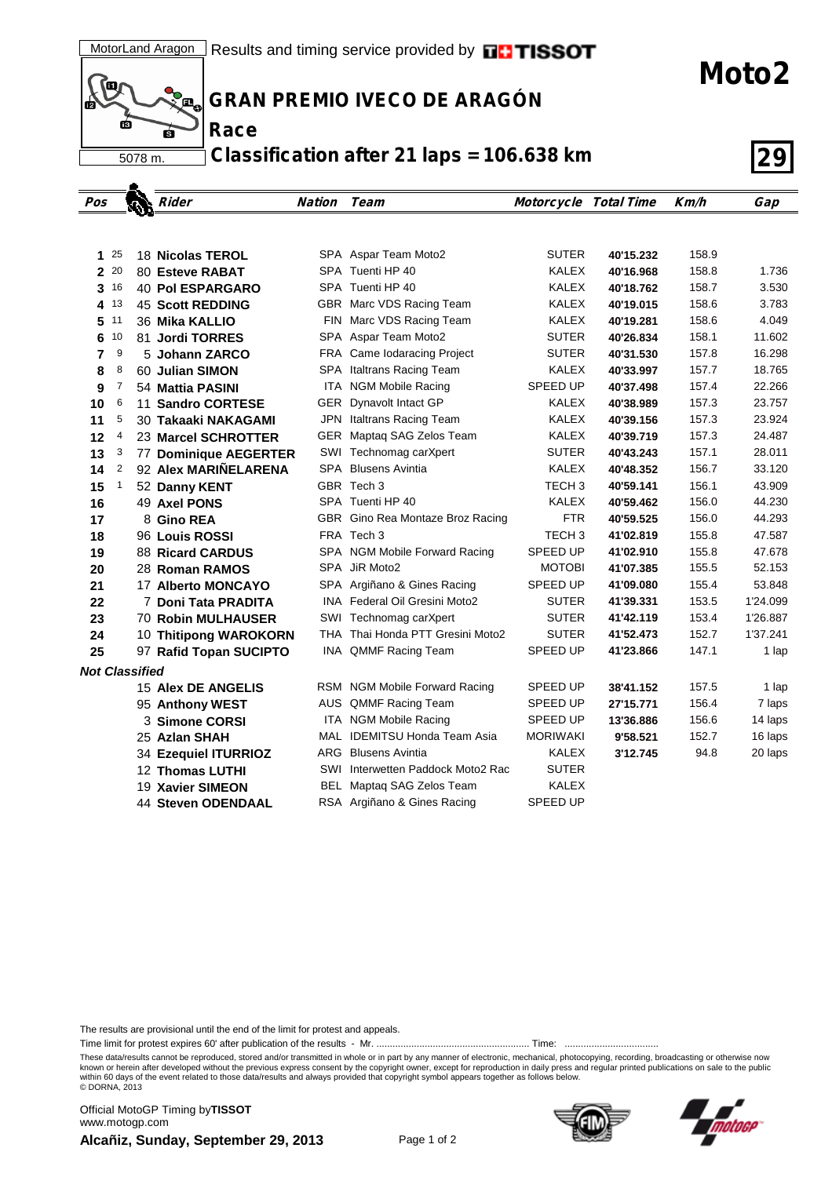MotorLand Aragon | Results and timing service provided by TISSOT

5078 m.

# Moto2

## GRAN PREMIO IVECO DE ARAGÓN

## Race

## Classification after 21 laps = 106.638 km

**29**

| Pos | | Rider | Nation | Team | Motorcycle | Total Time | Km/h | Gap |
|---|---|---|---|---|---|---|---|---|
| 1 | 25 | 18 **Nicolas TEROL** | SPA | Aspar Team Moto2 | SUTER | **40'15.232** | 158.9 | |
| 2 | 20 | 80 **Esteve RABAT** | SPA | Tuenti HP 40 | KALEX | **40'16.968** | 158.8 | 1.736 |
| 3 | 16 | 40 **Pol ESPARGARO** | SPA | Tuenti HP 40 | KALEX | **40'18.762** | 158.7 | 3.530 |
| 4 | 13 | 45 **Scott REDDING** | GBR | Marc VDS Racing Team | KALEX | **40'19.015** | 158.6 | 3.783 |
| 5 | 11 | 36 **Mika KALLIO** | FIN | Marc VDS Racing Team | KALEX | **40'19.281** | 158.6 | 4.049 |
| 6 | 10 | 81 **Jordi TORRES** | SPA | Aspar Team Moto2 | SUTER | **40'26.834** | 158.1 | 11.602 |
| 7 | 9 | 5 **Johann ZARCO** | FRA | Came Iodaracing Project | SUTER | **40'31.530** | 157.8 | 16.298 |
| 8 | 8 | 60 **Julian SIMON** | SPA | Italtrans Racing Team | KALEX | **40'33.997** | 157.7 | 18.765 |
| 9 | 7 | 54 **Mattia PASINI** | ITA | NGM Mobile Racing | SPEED UP | **40'37.498** | 157.4 | 22.266 |
| 10 | 6 | 11 **Sandro CORTESE** | GER | Dynavolt Intact GP | KALEX | **40'38.989** | 157.3 | 23.757 |
| 11 | 5 | 30 **Takaaki NAKAGAMI** | JPN | Italtrans Racing Team | KALEX | **40'39.156** | 157.3 | 23.924 |
| 12 | 4 | 23 **Marcel SCHROTTER** | GER | Maptaq SAG Zelos Team | KALEX | **40'39.719** | 157.3 | 24.487 |
| 13 | 3 | 77 **Dominique AEGERTER** | SWI | Technomag carXpert | SUTER | **40'43.243** | 157.1 | 28.011 |
| 14 | 2 | 92 **Alex MARIÑELARENA** | SPA | Blusens Avintia | KALEX | **40'48.352** | 156.7 | 33.120 |
| 15 | 1 | 52 **Danny KENT** | GBR | Tech 3 | TECH 3 | **40'59.141** | 156.1 | 43.909 |
| 16 | | 49 **Axel PONS** | SPA | Tuenti HP 40 | KALEX | **40'59.462** | 156.0 | 44.230 |
| 17 | | 8 **Gino REA** | GBR | Gino Rea Montaze Broz Racing | FTR | **40'59.525** | 156.0 | 44.293 |
| 18 | | 96 **Louis ROSSI** | FRA | Tech 3 | TECH 3 | **41'02.819** | 155.8 | 47.587 |
| 19 | | 88 **Ricard CARDUS** | SPA | NGM Mobile Forward Racing | SPEED UP | **41'02.910** | 155.8 | 47.678 |
| 20 | | 28 **Roman RAMOS** | SPA | JiR Moto2 | MOTOBI | **41'07.385** | 155.5 | 52.153 |
| 21 | | 17 **Alberto MONCAYO** | SPA | Argiñano & Gines Racing | SPEED UP | **41'09.080** | 155.4 | 53.848 |
| 22 | | 7 **Doni Tata PRADITA** | INA | Federal Oil Gresini Moto2 | SUTER | **41'39.331** | 153.5 | 1'24.099 |
| 23 | | 70 **Robin MULHAUSER** | SWI | Technomag carXpert | SUTER | **41'42.119** | 153.4 | 1'26.887 |
| 24 | | 10 **Thitipong WAROKORN** | THA | Thai Honda PTT Gresini Moto2 | SUTER | **41'52.473** | 152.7 | 1'37.241 |
| 25 | | 97 **Rafid Topan SUCIPTO** | INA | QMMF Racing Team | SPEED UP | **41'23.866** | 147.1 | 1 lap |
| ***Not Classified*** | | | | | | | | |
| | | 15 **Alex DE ANGELIS** | RSM | NGM Mobile Forward Racing | SPEED UP | **38'41.152** | 157.5 | 1 lap |
| | | 95 **Anthony WEST** | AUS | QMMF Racing Team | SPEED UP | **27'15.771** | 156.4 | 7 laps |
| | | 3 **Simone CORSI** | ITA | NGM Mobile Racing | SPEED UP | **13'36.886** | 156.6 | 14 laps |
| | | 25 **Azlan SHAH** | MAL | IDEMITSU Honda Team Asia | MORIWAKI | **9'58.521** | 152.7 | 16 laps |
| | | 34 **Ezequiel ITURRIOZ** | ARG | Blusens Avintia | KALEX | **3'12.745** | 94.8 | 20 laps |
| | | 12 **Thomas LUTHI** | SWI | Interwetten Paddock Moto2 Rac | SUTER | | | |
| | | 19 **Xavier SIMEON** | BEL | Maptaq SAG Zelos Team | KALEX | | | |
| | | 44 **Steven ODENDAAL** | RSA | Argiñano & Gines Racing | SPEED UP | | | |

The results are provisional until the end of the limit for protest and appeals.

Time limit for protest expires 60' after publication of the results - Mr. ......................................................... Time: ..................................

These data/results cannot be reproduced, stored and/or transmitted in whole or in part by any manner of electronic, mechanical, photocopying, recording, broadcasting or otherwise now known or herein after developed without the previous express consent by the copyright owner, except for reproduction in daily press and regular printed publications on sale to the public within 60 days of the event related to those data/results and always provided that copyright symbol appears together as follows below.
© DORNA, 2013

Official MotoGP Timing by **TISSOT**
www.motogp.com

**Alcañiz, Sunday, September 29, 2013**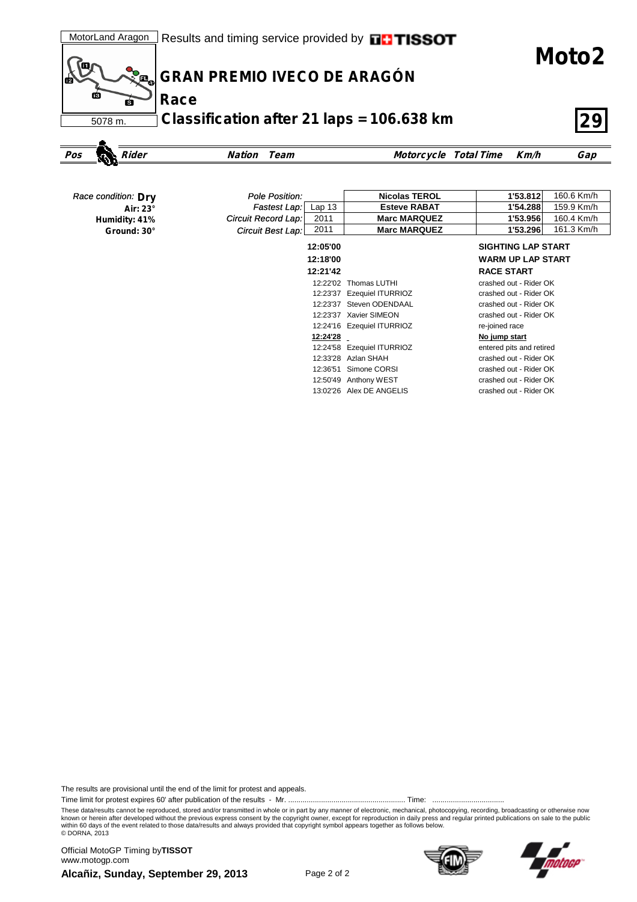MotorLand Aragon — Results and timing service provided by TISSOT

5078 m.

# Moto2

## GRAN PREMIO IVECO DE ARAGÓN

### Race

### Classification after 21 laps = 106.638 km

**29**

| Pos | Rider | Nation | Team | Motorcycle | Total Time | Km/h | Gap |
|---|---|---|---|---|---|---|---|

*Race condition:* **Dry**
**Air: 23°**
**Humidity: 41%**
**Ground: 30°**

| | | | | |
|---|---|---|---|---|
| *Pole Position:* | | **Nicolas TEROL** | **1'53.812** | 160.6 Km/h |
| *Fastest Lap:* | Lap 13 | **Esteve RABAT** | **1'54.288** | 159.9 Km/h |
| *Circuit Record Lap:* | 2011 | **Marc MARQUEZ** | **1'53.956** | 160.4 Km/h |
| *Circuit Best Lap:* | 2011 | **Marc MARQUEZ** | **1'53.296** | 161.3 Km/h |

| Time | Rider | Event |
|---|---|---|
| **12:05'00** | | **SIGHTING LAP START** |
| **12:18'00** | | **WARM UP LAP START** |
| **12:21'42** | | **RACE START** |
| 12:22'02 | Thomas LUTHI | crashed out - Rider OK |
| 12:23'37 | Ezequiel ITURRIOZ | crashed out - Rider OK |
| 12:23'37 | Steven ODENDAAL | crashed out - Rider OK |
| 12:23'37 | Xavier SIMEON | crashed out - Rider OK |
| 12:24'16 | Ezequiel ITURRIOZ | re-joined race |
| **12:24'28** | | **No jump start** |
| 12:24'58 | Ezequiel ITURRIOZ | entered pits and retired |
| 12:33'28 | Azlan SHAH | crashed out - Rider OK |
| 12:36'51 | Simone CORSI | crashed out - Rider OK |
| 12:50'49 | Anthony WEST | crashed out - Rider OK |
| 13:02'26 | Alex DE ANGELIS | crashed out - Rider OK |

The results are provisional until the end of the limit for protest and appeals.

Time limit for protest expires 60' after publication of the results - Mr. ........................................................ Time: ..................................

These data/results cannot be reproduced, stored and/or transmitted in whole or in part by any manner of electronic, mechanical, photocopying, recording, broadcasting or otherwise now known or herein after developed without the previous express consent by the copyright owner, except for reproduction in daily press and regular printed publications on sale to the public within 60 days of the event related to those data/results and always provided that copyright symbol appears together as follows below.
© DORNA, 2013

Official MotoGP Timing by **TISSOT**
www.motogp.com
**Alcañiz, Sunday, September 29, 2013**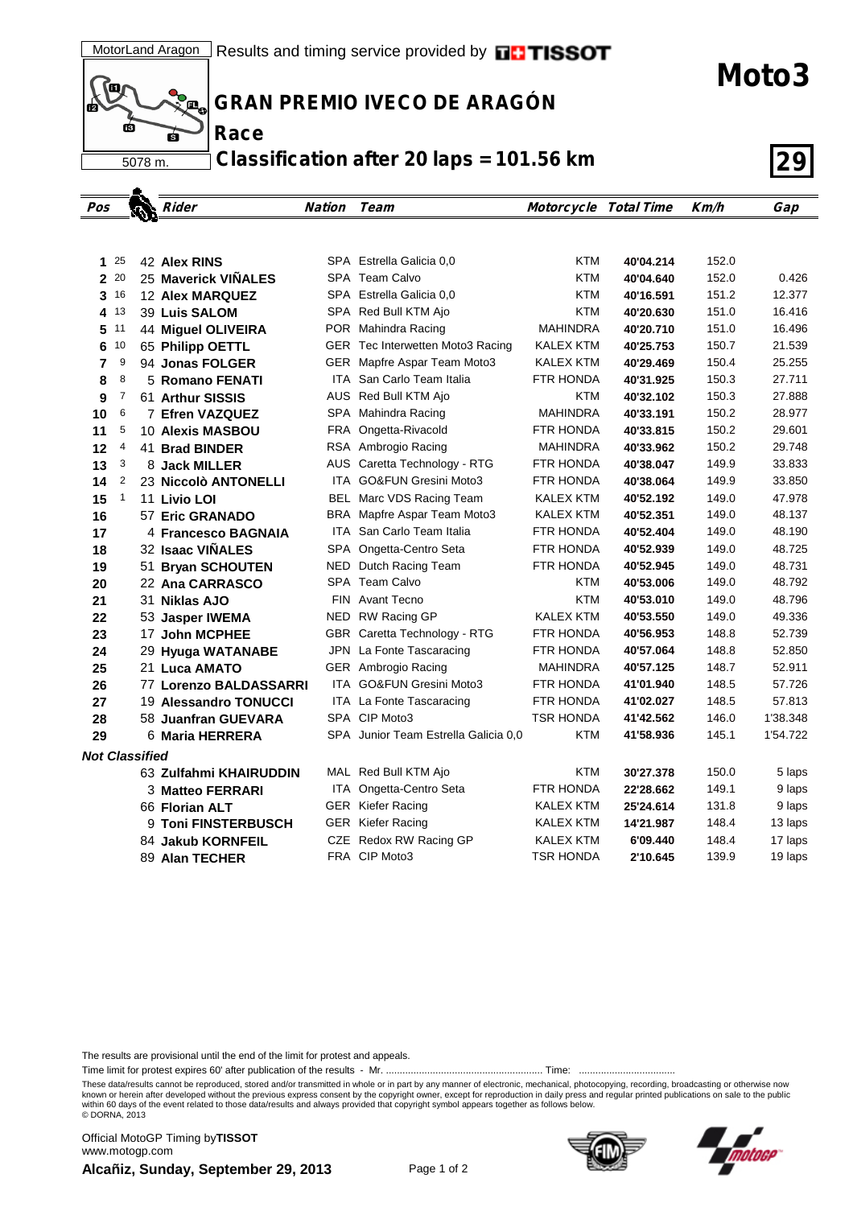MotorLand Aragon | Results and timing service provided by TISSOT

5078 m.

# Moto3

## GRAN PREMIO IVECO DE ARAGÓN

## Race

## Classification after 20 laps = 101.56 km

**29**

| Pos | | Rider | Nation | Team | Motorcycle | Total Time | Km/h | Gap |
|---|---|---|---|---|---|---|---|---|
| 1 | 25 | 42 **Alex RINS** | SPA | Estrella Galicia 0,0 | KTM | 40'04.214 | 152.0 | |
| 2 | 20 | 25 **Maverick VIÑALES** | SPA | Team Calvo | KTM | 40'04.640 | 152.0 | 0.426 |
| 3 | 16 | 12 **Alex MARQUEZ** | SPA | Estrella Galicia 0,0 | KTM | 40'16.591 | 151.2 | 12.377 |
| 4 | 13 | 39 **Luis SALOM** | SPA | Red Bull KTM Ajo | KTM | 40'20.630 | 151.0 | 16.416 |
| 5 | 11 | 44 **Miguel OLIVEIRA** | POR | Mahindra Racing | MAHINDRA | 40'20.710 | 151.0 | 16.496 |
| 6 | 10 | 65 **Philipp OETTL** | GER | Tec Interwetten Moto3 Racing | KALEX KTM | 40'25.753 | 150.7 | 21.539 |
| 7 | 9 | 94 **Jonas FOLGER** | GER | Mapfre Aspar Team Moto3 | KALEX KTM | 40'29.469 | 150.4 | 25.255 |
| 8 | 8 | 5 **Romano FENATI** | ITA | San Carlo Team Italia | FTR HONDA | 40'31.925 | 150.3 | 27.711 |
| 9 | 7 | 61 **Arthur SISSIS** | AUS | Red Bull KTM Ajo | KTM | 40'32.102 | 150.3 | 27.888 |
| 10 | 6 | 7 **Efren VAZQUEZ** | SPA | Mahindra Racing | MAHINDRA | 40'33.191 | 150.2 | 28.977 |
| 11 | 5 | 10 **Alexis MASBOU** | FRA | Ongetta-Rivacold | FTR HONDA | 40'33.815 | 150.2 | 29.601 |
| 12 | 4 | 41 **Brad BINDER** | RSA | Ambrogio Racing | MAHINDRA | 40'33.962 | 150.2 | 29.748 |
| 13 | 3 | 8 **Jack MILLER** | AUS | Caretta Technology - RTG | FTR HONDA | 40'38.047 | 149.9 | 33.833 |
| 14 | 2 | 23 **Niccolò ANTONELLI** | ITA | GO&FUN Gresini Moto3 | FTR HONDA | 40'38.064 | 149.9 | 33.850 |
| 15 | 1 | 11 **Livio LOI** | BEL | Marc VDS Racing Team | KALEX KTM | 40'52.192 | 149.0 | 47.978 |
| 16 | | 57 **Eric GRANADO** | BRA | Mapfre Aspar Team Moto3 | KALEX KTM | 40'52.351 | 149.0 | 48.137 |
| 17 | | 4 **Francesco BAGNAIA** | ITA | San Carlo Team Italia | FTR HONDA | 40'52.404 | 149.0 | 48.190 |
| 18 | | 32 **Isaac VIÑALES** | SPA | Ongetta-Centro Seta | FTR HONDA | 40'52.939 | 149.0 | 48.725 |
| 19 | | 51 **Bryan SCHOUTEN** | NED | Dutch Racing Team | FTR HONDA | 40'52.945 | 149.0 | 48.731 |
| 20 | | 22 **Ana CARRASCO** | SPA | Team Calvo | KTM | 40'53.006 | 149.0 | 48.792 |
| 21 | | 31 **Niklas AJO** | FIN | Avant Tecno | KTM | 40'53.010 | 149.0 | 48.796 |
| 22 | | 53 **Jasper IWEMA** | NED | RW Racing GP | KALEX KTM | 40'53.550 | 149.0 | 49.336 |
| 23 | | 17 **John MCPHEE** | GBR | Caretta Technology - RTG | FTR HONDA | 40'56.953 | 148.8 | 52.739 |
| 24 | | 29 **Hyuga WATANABE** | JPN | La Fonte Tascaracing | FTR HONDA | 40'57.064 | 148.8 | 52.850 |
| 25 | | 21 **Luca AMATO** | GER | Ambrogio Racing | MAHINDRA | 40'57.125 | 148.7 | 52.911 |
| 26 | | 77 **Lorenzo BALDASSARRI** | ITA | GO&FUN Gresini Moto3 | FTR HONDA | 41'01.940 | 148.5 | 57.726 |
| 27 | | 19 **Alessandro TONUCCI** | ITA | La Fonte Tascaracing | FTR HONDA | 41'02.027 | 148.5 | 57.813 |
| 28 | | 58 **Juanfran GUEVARA** | SPA | CIP Moto3 | TSR HONDA | 41'42.562 | 146.0 | 1'38.348 |
| 29 | | 6 **Maria HERRERA** | SPA | Junior Team Estrella Galicia 0,0 | KTM | 41'58.936 | 145.1 | 1'54.722 |
| ***Not Classified*** | | | | | | | | |
| | | 63 **Zulfahmi KHAIRUDDIN** | MAL | Red Bull KTM Ajo | KTM | 30'27.378 | 150.0 | 5 laps |
| | | 3 **Matteo FERRARI** | ITA | Ongetta-Centro Seta | FTR HONDA | 22'28.662 | 149.1 | 9 laps |
| | | 66 **Florian ALT** | GER | Kiefer Racing | KALEX KTM | 25'24.614 | 131.8 | 9 laps |
| | | 9 **Toni FINSTERBUSCH** | GER | Kiefer Racing | KALEX KTM | 14'21.987 | 148.4 | 13 laps |
| | | 84 **Jakub KORNFEIL** | CZE | Redox RW Racing GP | KALEX KTM | 6'09.440 | 148.4 | 17 laps |
| | | 89 **Alan TECHER** | FRA | CIP Moto3 | TSR HONDA | 2'10.645 | 139.9 | 19 laps |

The results are provisional until the end of the limit for protest and appeals.

Time limit for protest expires 60' after publication of the results - Mr. ........................................................ Time: ..................................

These data/results cannot be reproduced, stored and/or transmitted in whole or in part by any manner of electronic, mechanical, photocopying, recording, broadcasting or otherwise now known or herein after developed without the previous express consent by the copyright owner, except for reproduction in daily press and regular printed publications on sale to the public within 60 days of the event related to those data/results and always provided that copyright symbol appears together as follows below.
© DORNA, 2013

Official MotoGP Timing by **TISSOT**
www.motogp.com

**Alcañiz, Sunday, September 29, 2013**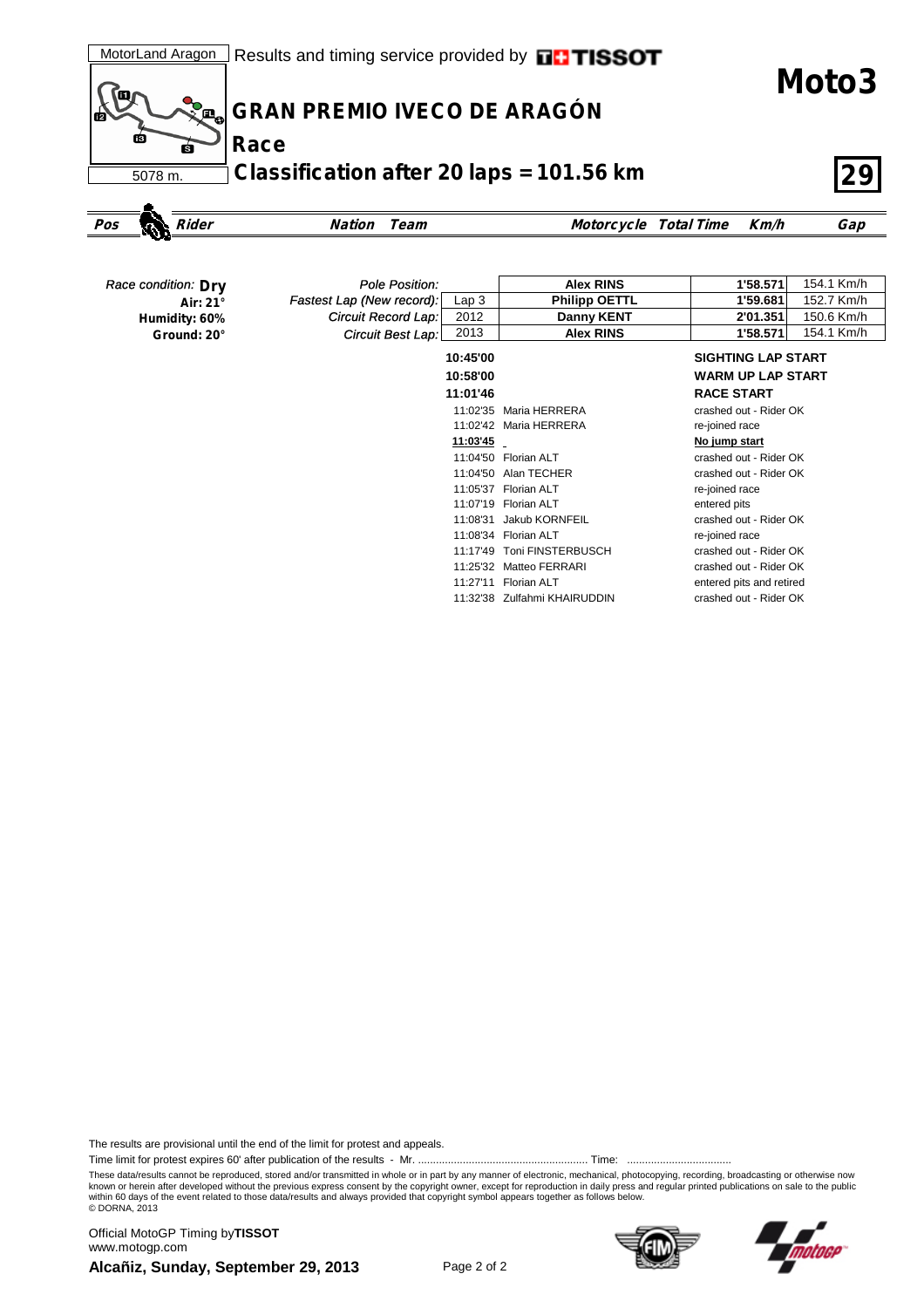MotorLand Aragon | Results and timing service provided by TISSOT

# Moto3

## GRAN PREMIO IVECO DE ARAGÓN

## Race

## Classification after 20 laps = 101.56 km

5078 m.

| Pos | Rider | Nation | Team | Motorcycle | Total Time | Km/h | Gap |
|---|---|---|---|---|---|---|---|

Race condition: **Dry**
**Air: 21°**
**Humidity: 60%**
**Ground: 20°**

| | | | | |
|---|---|---|---|---|
| *Pole Position:* | | **Alex RINS** | **1'58.571** | 154.1 Km/h |
| *Fastest Lap (New record):* | Lap 3 | **Philipp OETTL** | **1'59.681** | 152.7 Km/h |
| *Circuit Record Lap:* | 2012 | **Danny KENT** | **2'01.351** | 150.6 Km/h |
| *Circuit Best Lap:* | 2013 | **Alex RINS** | **1'58.571** | 154.1 Km/h |

| Time | Rider | Event |
|---|---|---|
| **10:45'00** | | **SIGHTING LAP START** |
| **10:58'00** | | **WARM UP LAP START** |
| **11:01'46** | | **RACE START** |
| 11:02'35 | Maria HERRERA | crashed out - Rider OK |
| 11:02'42 | Maria HERRERA | re-joined race |
| **11:03'45** | | **No jump start** |
| 11:04'50 | Florian ALT | crashed out - Rider OK |
| 11:04'50 | Alan TECHER | crashed out - Rider OK |
| 11:05'37 | Florian ALT | re-joined race |
| 11:07'19 | Florian ALT | entered pits |
| 11:08'31 | Jakub KORNFEIL | crashed out - Rider OK |
| 11:08'34 | Florian ALT | re-joined race |
| 11:17'49 | Toni FINSTERBUSCH | crashed out - Rider OK |
| 11:25'32 | Matteo FERRARI | crashed out - Rider OK |
| 11:27'11 | Florian ALT | entered pits and retired |
| 11:32'38 | Zulfahmi KHAIRUDDIN | crashed out - Rider OK |

The results are provisional until the end of the limit for protest and appeals.

Time limit for protest expires 60' after publication of the results - Mr. ........................................................ Time: ..................................

These data/results cannot be reproduced, stored and/or transmitted in whole or in part by any manner of electronic, mechanical, photocopying, recording, broadcasting or otherwise now known or herein after developed without the previous express consent by the copyright owner, except for reproduction in daily press and regular printed publications on sale to the public within 60 days of the event related to those data/results and always provided that copyright symbol appears together as follows below.
© DORNA, 2013

Official MotoGP Timing by **TISSOT**
www.motogp.com
**Alcañiz, Sunday, September 29, 2013**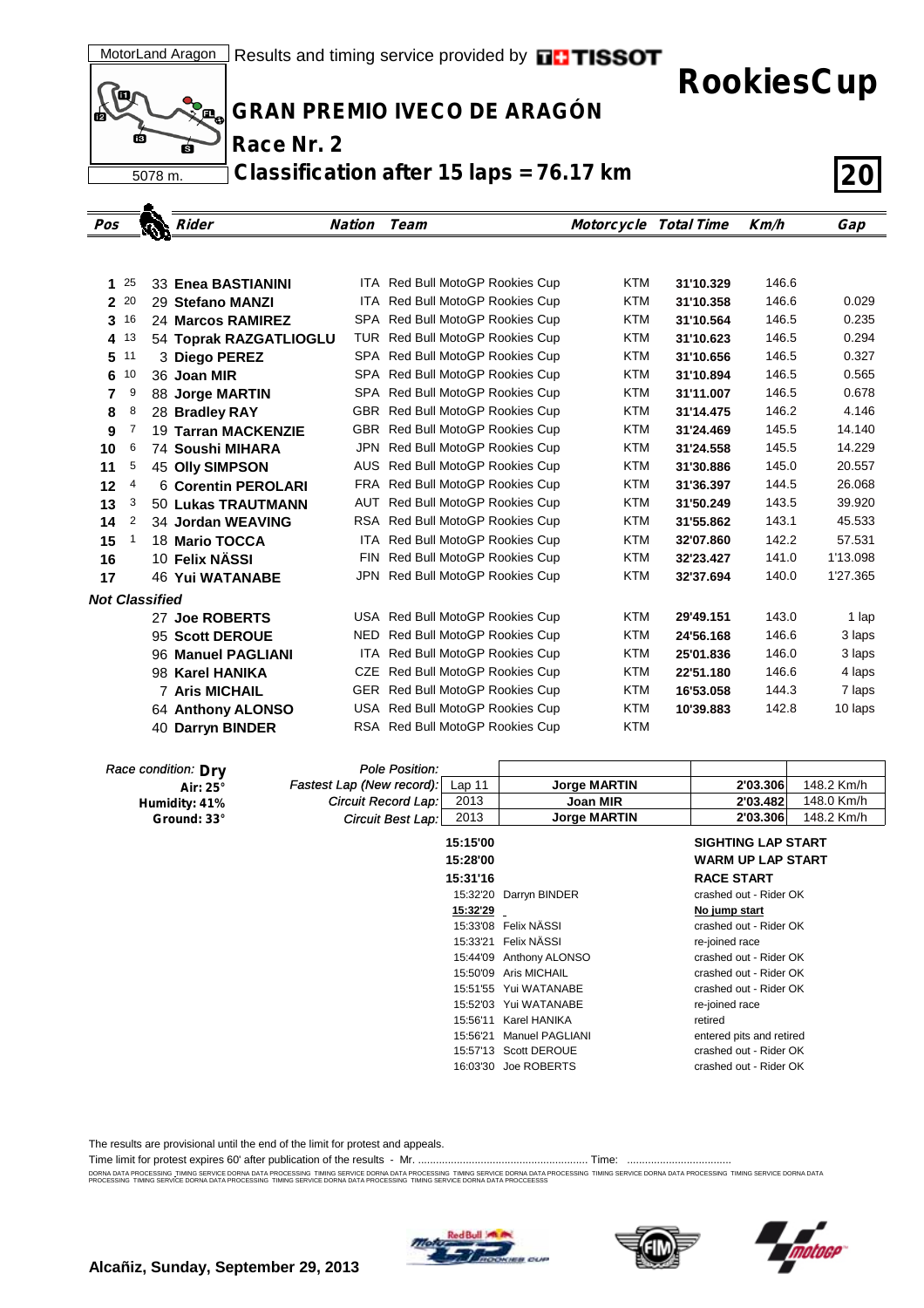MotorLand Aragon

5078 m.

Results and timing service provided by TISSOT

# RookiesCup

## GRAN PREMIO IVECO DE ARAGÓN

## Race Nr. 2

## Classification after 15 laps = 76.17 km

**20**

| Pos | Points | Rider | Nation | Team | Motorcycle | Total Time | Km/h | Gap |
|---|---|---|---|---|---|---|---|---|
| 1 | 25 | 33 **Enea BASTIANINI** | ITA | Red Bull MotoGP Rookies Cup | KTM | **31'10.329** | 146.6 | |
| 2 | 20 | 29 **Stefano MANZI** | ITA | Red Bull MotoGP Rookies Cup | KTM | **31'10.358** | 146.6 | 0.029 |
| 3 | 16 | 24 **Marcos RAMIREZ** | SPA | Red Bull MotoGP Rookies Cup | KTM | **31'10.564** | 146.5 | 0.235 |
| 4 | 13 | 54 **Toprak RAZGATLIOGLU** | TUR | Red Bull MotoGP Rookies Cup | KTM | **31'10.623** | 146.5 | 0.294 |
| 5 | 11 | 3 **Diego PEREZ** | SPA | Red Bull MotoGP Rookies Cup | KTM | **31'10.656** | 146.5 | 0.327 |
| 6 | 10 | 36 **Joan MIR** | SPA | Red Bull MotoGP Rookies Cup | KTM | **31'10.894** | 146.5 | 0.565 |
| 7 | 9 | 88 **Jorge MARTIN** | SPA | Red Bull MotoGP Rookies Cup | KTM | **31'11.007** | 146.5 | 0.678 |
| 8 | 8 | 28 **Bradley RAY** | GBR | Red Bull MotoGP Rookies Cup | KTM | **31'14.475** | 146.2 | 4.146 |
| 9 | 7 | 19 **Tarran MACKENZIE** | GBR | Red Bull MotoGP Rookies Cup | KTM | **31'24.469** | 145.5 | 14.140 |
| 10 | 6 | 74 **Soushi MIHARA** | JPN | Red Bull MotoGP Rookies Cup | KTM | **31'24.558** | 145.5 | 14.229 |
| 11 | 5 | 45 **Olly SIMPSON** | AUS | Red Bull MotoGP Rookies Cup | KTM | **31'30.886** | 145.0 | 20.557 |
| 12 | 4 | 6 **Corentin PEROLARI** | FRA | Red Bull MotoGP Rookies Cup | KTM | **31'36.397** | 144.5 | 26.068 |
| 13 | 3 | 50 **Lukas TRAUTMANN** | AUT | Red Bull MotoGP Rookies Cup | KTM | **31'50.249** | 143.5 | 39.920 |
| 14 | 2 | 34 **Jordan WEAVING** | RSA | Red Bull MotoGP Rookies Cup | KTM | **31'55.862** | 143.1 | 45.533 |
| 15 | 1 | 18 **Mario TOCCA** | ITA | Red Bull MotoGP Rookies Cup | KTM | **32'07.860** | 142.2 | 57.531 |
| 16 | | 10 **Felix NÄSSI** | FIN | Red Bull MotoGP Rookies Cup | KTM | **32'23.427** | 141.0 | 1'13.098 |
| 17 | | 46 **Yui WATANABE** | JPN | Red Bull MotoGP Rookies Cup | KTM | **32'37.694** | 140.0 | 1'27.365 |
| ***Not Classified*** | | | | | | | | |
| | | 27 **Joe ROBERTS** | USA | Red Bull MotoGP Rookies Cup | KTM | **29'49.151** | 143.0 | 1 lap |
| | | 95 **Scott DEROUE** | NED | Red Bull MotoGP Rookies Cup | KTM | **24'56.168** | 146.6 | 3 laps |
| | | 96 **Manuel PAGLIANI** | ITA | Red Bull MotoGP Rookies Cup | KTM | **25'01.836** | 146.0 | 3 laps |
| | | 98 **Karel HANIKA** | CZE | Red Bull MotoGP Rookies Cup | KTM | **22'51.180** | 146.6 | 4 laps |
| | | 7 **Aris MICHAIL** | GER | Red Bull MotoGP Rookies Cup | KTM | **16'53.058** | 144.3 | 7 laps |
| | | 64 **Anthony ALONSO** | USA | Red Bull MotoGP Rookies Cup | KTM | **10'39.883** | 142.8 | 10 laps |
| | | 40 **Darryn BINDER** | RSA | Red Bull MotoGP Rookies Cup | KTM | | | |

*Race condition:* **Dry**
**Air: 25°**
**Humidity: 41%**
**Ground: 33°**

| | | | | |
|---|---|---|---|---|
| *Pole Position:* | | | | |
| *Fastest Lap (New record):* | Lap 11 | **Jorge MARTIN** | **2'03.306** | 148.2 Km/h |
| *Circuit Record Lap:* | 2013 | **Joan MIR** | **2'03.482** | 148.0 Km/h |
| *Circuit Best Lap:* | 2013 | **Jorge MARTIN** | **2'03.306** | 148.2 Km/h |

| Time | Rider | Event |
|---|---|---|
| **15:15'00** | | **SIGHTING LAP START** |
| **15:28'00** | | **WARM UP LAP START** |
| **15:31'16** | | **RACE START** |
| 15:32'20 | Darryn BINDER | crashed out - Rider OK |
| **15:32'29** | | **No jump start** |
| 15:33'08 | Felix NÄSSI | crashed out - Rider OK |
| 15:33'21 | Felix NÄSSI | re-joined race |
| 15:44'09 | Anthony ALONSO | crashed out - Rider OK |
| 15:50'09 | Aris MICHAIL | crashed out - Rider OK |
| 15:51'55 | Yui WATANABE | crashed out - Rider OK |
| 15:52'03 | Yui WATANABE | re-joined race |
| 15:56'11 | Karel HANIKA | retired |
| 15:56'21 | Manuel PAGLIANI | entered pits and retired |
| 15:57'13 | Scott DEROUE | crashed out - Rider OK |
| 16:03'30 | Joe ROBERTS | crashed out - Rider OK |

The results are provisional until the end of the limit for protest and appeals.

Time limit for protest expires 60' after publication of the results - Mr. ........................................................ Time: ..................................

**Alcañiz, Sunday, September 29, 2013**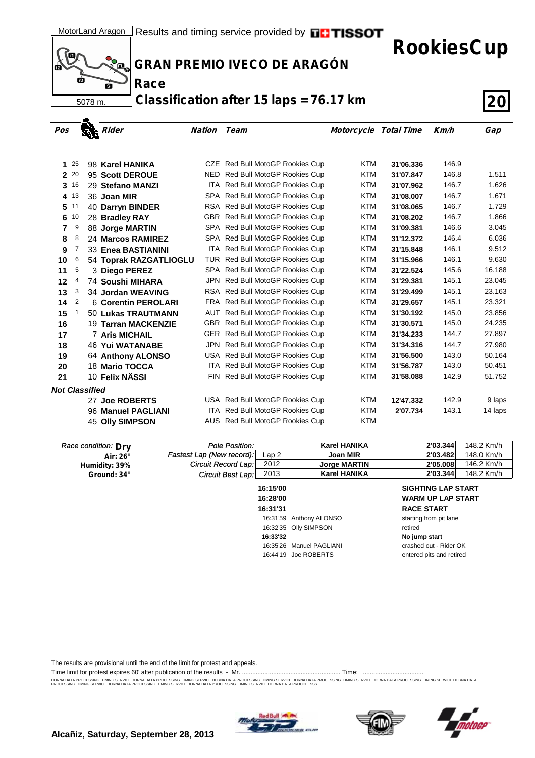MotorLand Aragon

5078 m.

Results and timing service provided by TISSOT

# RookiesCup

## GRAN PREMIO IVECO DE ARAGÓN

## Race

## Classification after 15 laps = 76.17 km

**20**

| Pos | Points | Rider | Nation | Team | Motorcycle | Total Time | Km/h | Gap |
|---|---|---|---|---|---|---|---|---|
| 1 | 25 | 98 **Karel HANIKA** | CZE | Red Bull MotoGP Rookies Cup | KTM | 31'06.336 | 146.9 | |
| 2 | 20 | 95 **Scott DEROUE** | NED | Red Bull MotoGP Rookies Cup | KTM | 31'07.847 | 146.8 | 1.511 |
| 3 | 16 | 29 **Stefano MANZI** | ITA | Red Bull MotoGP Rookies Cup | KTM | 31'07.962 | 146.7 | 1.626 |
| 4 | 13 | 36 **Joan MIR** | SPA | Red Bull MotoGP Rookies Cup | KTM | 31'08.007 | 146.7 | 1.671 |
| 5 | 11 | 40 **Darryn BINDER** | RSA | Red Bull MotoGP Rookies Cup | KTM | 31'08.065 | 146.7 | 1.729 |
| 6 | 10 | 28 **Bradley RAY** | GBR | Red Bull MotoGP Rookies Cup | KTM | 31'08.202 | 146.7 | 1.866 |
| 7 | 9 | 88 **Jorge MARTIN** | SPA | Red Bull MotoGP Rookies Cup | KTM | 31'09.381 | 146.6 | 3.045 |
| 8 | 8 | 24 **Marcos RAMIREZ** | SPA | Red Bull MotoGP Rookies Cup | KTM | 31'12.372 | 146.4 | 6.036 |
| 9 | 7 | 33 **Enea BASTIANINI** | ITA | Red Bull MotoGP Rookies Cup | KTM | 31'15.848 | 146.1 | 9.512 |
| 10 | 6 | 54 **Toprak RAZGATLIOGLU** | TUR | Red Bull MotoGP Rookies Cup | KTM | 31'15.966 | 146.1 | 9.630 |
| 11 | 5 | 3 **Diego PEREZ** | SPA | Red Bull MotoGP Rookies Cup | KTM | 31'22.524 | 145.6 | 16.188 |
| 12 | 4 | 74 **Soushi MIHARA** | JPN | Red Bull MotoGP Rookies Cup | KTM | 31'29.381 | 145.1 | 23.045 |
| 13 | 3 | 34 **Jordan WEAVING** | RSA | Red Bull MotoGP Rookies Cup | KTM | 31'29.499 | 145.1 | 23.163 |
| 14 | 2 | 6 **Corentin PEROLARI** | FRA | Red Bull MotoGP Rookies Cup | KTM | 31'29.657 | 145.1 | 23.321 |
| 15 | 1 | 50 **Lukas TRAUTMANN** | AUT | Red Bull MotoGP Rookies Cup | KTM | 31'30.192 | 145.0 | 23.856 |
| 16 | | 19 **Tarran MACKENZIE** | GBR | Red Bull MotoGP Rookies Cup | KTM | 31'30.571 | 145.0 | 24.235 |
| 17 | | 7 **Aris MICHAIL** | GER | Red Bull MotoGP Rookies Cup | KTM | 31'34.233 | 144.7 | 27.897 |
| 18 | | 46 **Yui WATANABE** | JPN | Red Bull MotoGP Rookies Cup | KTM | 31'34.316 | 144.7 | 27.980 |
| 19 | | 64 **Anthony ALONSO** | USA | Red Bull MotoGP Rookies Cup | KTM | 31'56.500 | 143.0 | 50.164 |
| 20 | | 18 **Mario TOCCA** | ITA | Red Bull MotoGP Rookies Cup | KTM | 31'56.787 | 143.0 | 50.451 |
| 21 | | 10 **Felix NÄSSI** | FIN | Red Bull MotoGP Rookies Cup | KTM | 31'58.088 | 142.9 | 51.752 |
| ***Not Classified*** | | | | | | | | |
| | | 27 **Joe ROBERTS** | USA | Red Bull MotoGP Rookies Cup | KTM | 12'47.332 | 142.9 | 9 laps |
| | | 96 **Manuel PAGLIANI** | ITA | Red Bull MotoGP Rookies Cup | KTM | 2'07.734 | 143.1 | 14 laps |
| | | 45 **Olly SIMPSON** | AUS | Red Bull MotoGP Rookies Cup | KTM | | | |

*Race condition:* **Dry**
**Air: 26°**
**Humidity: 39%**
**Ground: 34°**

| | | | | |
|---|---|---|---|---|
| *Pole Position:* | | Karel HANIKA | 2'03.344 | 148.2 Km/h |
| *Fastest Lap (New record):* | Lap 2 | Joan MIR | 2'03.482 | 148.0 Km/h |
| *Circuit Record Lap:* | 2012 | Jorge MARTIN | 2'05.008 | 146.2 Km/h |
| *Circuit Best Lap:* | 2013 | Karel HANIKA | 2'03.344 | 148.2 Km/h |

| | | |
|---|---|---|
| **16:15'00** | | **SIGHTING LAP START** |
| **16:28'00** | | **WARM UP LAP START** |
| **16:31'31** | | **RACE START** |
| 16:31'59 | Anthony ALONSO | starting from pit lane |
| 16:32'35 | Olly SIMPSON | retired |
| **16:33'32** | | **No jump start** |
| 16:35'26 | Manuel PAGLIANI | crashed out - Rider OK |
| 16:44'19 | Joe ROBERTS | entered pits and retired |

The results are provisional until the end of the limit for protest and appeals.

Time limit for protest expires 60' after publication of the results - Mr. ........................................................ Time: ..................................

DORNA DATA PROCESSING TIMING SERVICE DORNA DATA PROCESSING TIMING SERVICE DORNA DATA PROCESSING TIMING SERVICE DORNA DATA PROCESSING TIMING SERVICE DORNA DATA PROCESSING TIMING SERVICE DORNA DATA PROCESSING TIMING SERVICE DORNA DATA PROCESSING TIMING SERVICE DORNA DATA PROCESSING TIMING SERVICE DORNA DATA PROCCEESSS

**Alcañiz, Saturday, September 28, 2013**